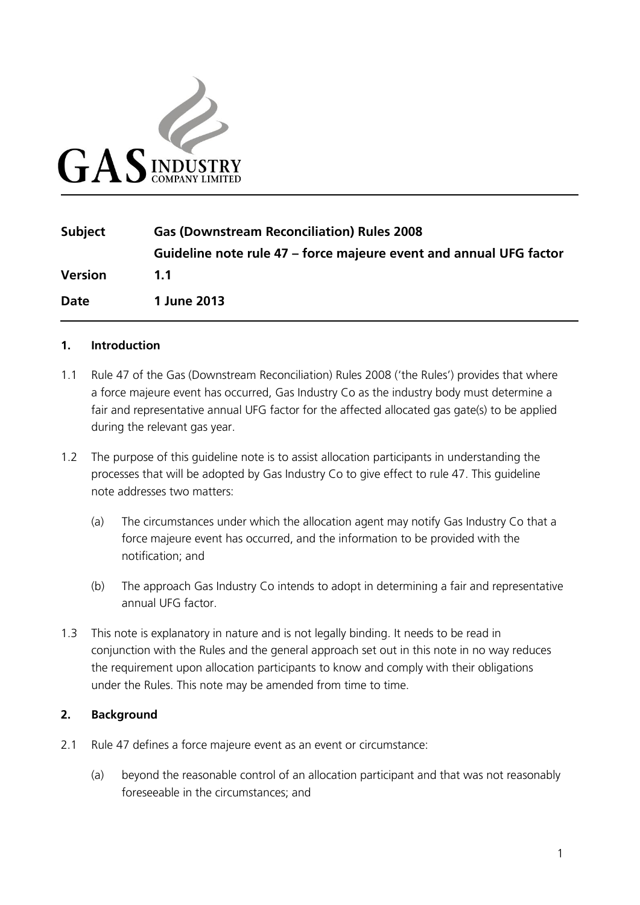GAS INDUSTRY COMPANY LIMITED

| | |
|---|---|
| **Subject** | **Gas (Downstream Reconciliation) Rules 2008** |
| | **Guideline note rule 47 – force majeure event and annual UFG factor** |
| **Version** | **1.1** |
| **Date** | **1 June 2013** |

## 1. Introduction

1.1 Rule 47 of the Gas (Downstream Reconciliation) Rules 2008 ('the Rules') provides that where a force majeure event has occurred, Gas Industry Co as the industry body must determine a fair and representative annual UFG factor for the affected allocated gas gate(s) to be applied during the relevant gas year.

1.2 The purpose of this guideline note is to assist allocation participants in understanding the processes that will be adopted by Gas Industry Co to give effect to rule 47. This guideline note addresses two matters:

(a) The circumstances under which the allocation agent may notify Gas Industry Co that a force majeure event has occurred, and the information to be provided with the notification; and

(b) The approach Gas Industry Co intends to adopt in determining a fair and representative annual UFG factor.

1.3 This note is explanatory in nature and is not legally binding. It needs to be read in conjunction with the Rules and the general approach set out in this note in no way reduces the requirement upon allocation participants to know and comply with their obligations under the Rules. This note may be amended from time to time.

## 2. Background

2.1 Rule 47 defines a force majeure event as an event or circumstance:

(a) beyond the reasonable control of an allocation participant and that was not reasonably foreseeable in the circumstances; and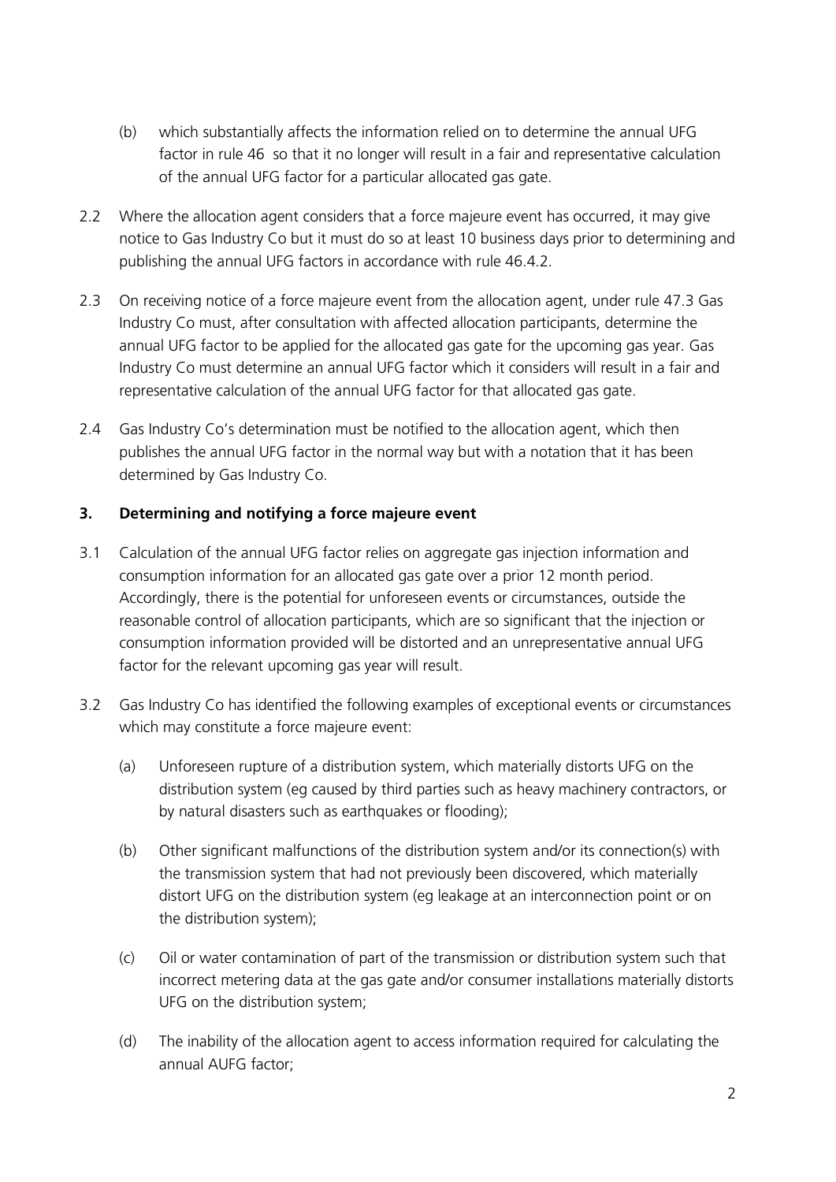(b) which substantially affects the information relied on to determine the annual UFG factor in rule 46 so that it no longer will result in a fair and representative calculation of the annual UFG factor for a particular allocated gas gate.

2.2 Where the allocation agent considers that a force majeure event has occurred, it may give notice to Gas Industry Co but it must do so at least 10 business days prior to determining and publishing the annual UFG factors in accordance with rule 46.4.2.

2.3 On receiving notice of a force majeure event from the allocation agent, under rule 47.3 Gas Industry Co must, after consultation with affected allocation participants, determine the annual UFG factor to be applied for the allocated gas gate for the upcoming gas year. Gas Industry Co must determine an annual UFG factor which it considers will result in a fair and representative calculation of the annual UFG factor for that allocated gas gate.

2.4 Gas Industry Co's determination must be notified to the allocation agent, which then publishes the annual UFG factor in the normal way but with a notation that it has been determined by Gas Industry Co.

## 3. Determining and notifying a force majeure event

3.1 Calculation of the annual UFG factor relies on aggregate gas injection information and consumption information for an allocated gas gate over a prior 12 month period. Accordingly, there is the potential for unforeseen events or circumstances, outside the reasonable control of allocation participants, which are so significant that the injection or consumption information provided will be distorted and an unrepresentative annual UFG factor for the relevant upcoming gas year will result.

3.2 Gas Industry Co has identified the following examples of exceptional events or circumstances which may constitute a force majeure event:

(a) Unforeseen rupture of a distribution system, which materially distorts UFG on the distribution system (eg caused by third parties such as heavy machinery contractors, or by natural disasters such as earthquakes or flooding);

(b) Other significant malfunctions of the distribution system and/or its connection(s) with the transmission system that had not previously been discovered, which materially distort UFG on the distribution system (eg leakage at an interconnection point or on the distribution system);

(c) Oil or water contamination of part of the transmission or distribution system such that incorrect metering data at the gas gate and/or consumer installations materially distorts UFG on the distribution system;

(d) The inability of the allocation agent to access information required for calculating the annual AUFG factor;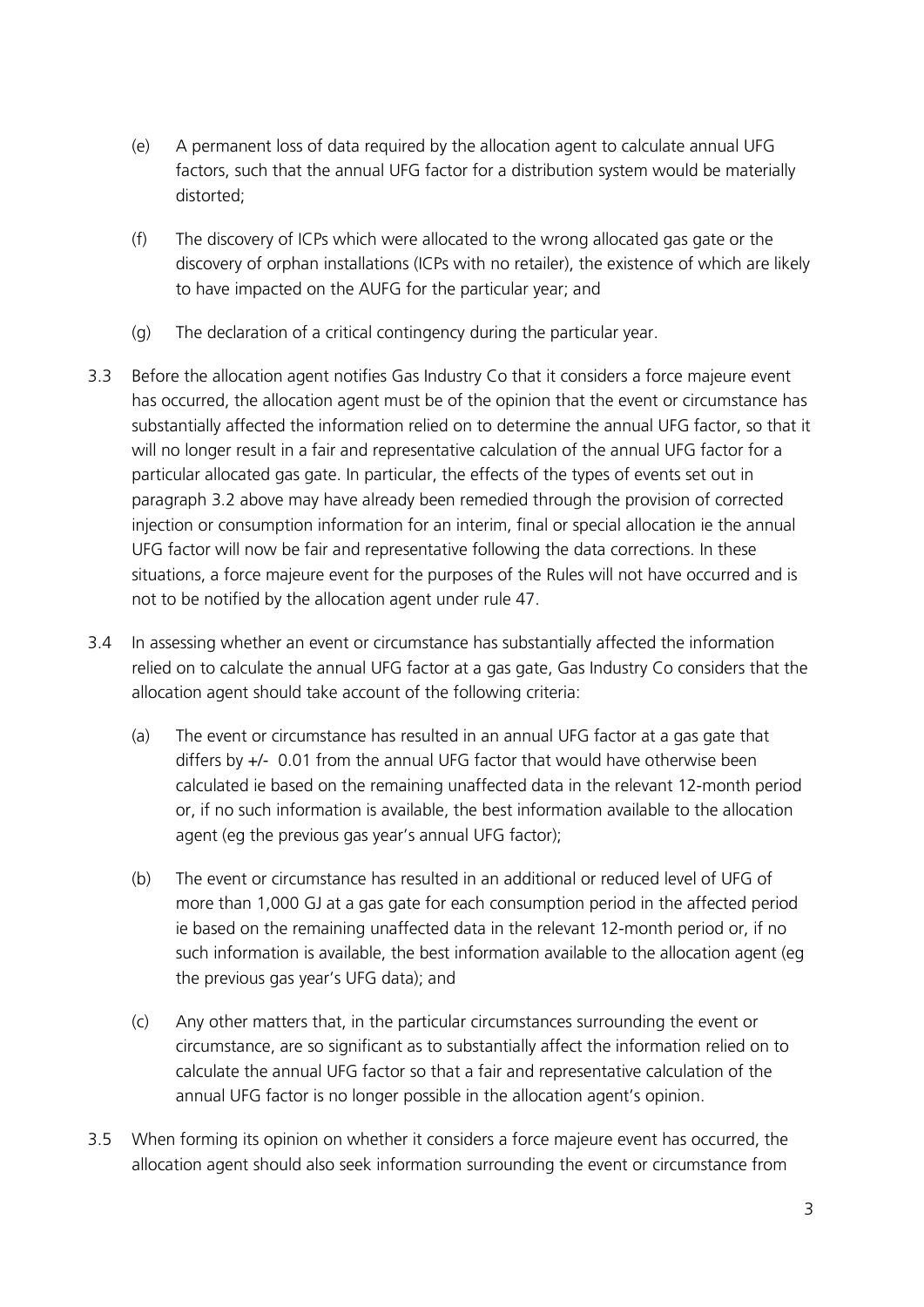(e) A permanent loss of data required by the allocation agent to calculate annual UFG factors, such that the annual UFG factor for a distribution system would be materially distorted;

(f) The discovery of ICPs which were allocated to the wrong allocated gas gate or the discovery of orphan installations (ICPs with no retailer), the existence of which are likely to have impacted on the AUFG for the particular year; and

(g) The declaration of a critical contingency during the particular year.

3.3 Before the allocation agent notifies Gas Industry Co that it considers a force majeure event has occurred, the allocation agent must be of the opinion that the event or circumstance has substantially affected the information relied on to determine the annual UFG factor, so that it will no longer result in a fair and representative calculation of the annual UFG factor for a particular allocated gas gate. In particular, the effects of the types of events set out in paragraph 3.2 above may have already been remedied through the provision of corrected injection or consumption information for an interim, final or special allocation ie the annual UFG factor will now be fair and representative following the data corrections. In these situations, a force majeure event for the purposes of the Rules will not have occurred and is not to be notified by the allocation agent under rule 47.

3.4 In assessing whether an event or circumstance has substantially affected the information relied on to calculate the annual UFG factor at a gas gate, Gas Industry Co considers that the allocation agent should take account of the following criteria:

(a) The event or circumstance has resulted in an annual UFG factor at a gas gate that differs by +/- 0.01 from the annual UFG factor that would have otherwise been calculated ie based on the remaining unaffected data in the relevant 12-month period or, if no such information is available, the best information available to the allocation agent (eg the previous gas year's annual UFG factor);

(b) The event or circumstance has resulted in an additional or reduced level of UFG of more than 1,000 GJ at a gas gate for each consumption period in the affected period ie based on the remaining unaffected data in the relevant 12-month period or, if no such information is available, the best information available to the allocation agent (eg the previous gas year's UFG data); and

(c) Any other matters that, in the particular circumstances surrounding the event or circumstance, are so significant as to substantially affect the information relied on to calculate the annual UFG factor so that a fair and representative calculation of the annual UFG factor is no longer possible in the allocation agent's opinion.

3.5 When forming its opinion on whether it considers a force majeure event has occurred, the allocation agent should also seek information surrounding the event or circumstance from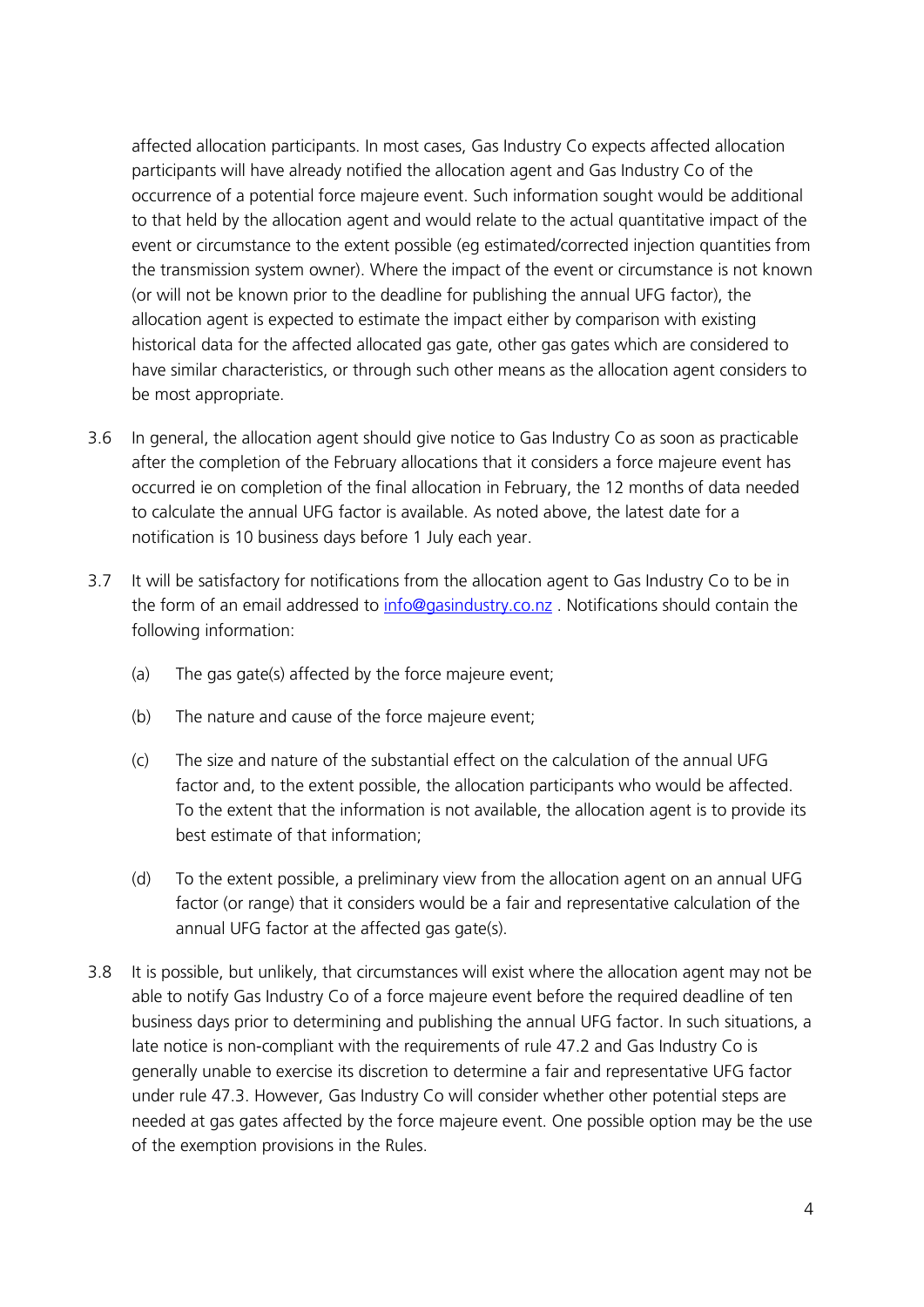affected allocation participants. In most cases, Gas Industry Co expects affected allocation participants will have already notified the allocation agent and Gas Industry Co of the occurrence of a potential force majeure event. Such information sought would be additional to that held by the allocation agent and would relate to the actual quantitative impact of the event or circumstance to the extent possible (eg estimated/corrected injection quantities from the transmission system owner). Where the impact of the event or circumstance is not known (or will not be known prior to the deadline for publishing the annual UFG factor), the allocation agent is expected to estimate the impact either by comparison with existing historical data for the affected allocated gas gate, other gas gates which are considered to have similar characteristics, or through such other means as the allocation agent considers to be most appropriate.

3.6 In general, the allocation agent should give notice to Gas Industry Co as soon as practicable after the completion of the February allocations that it considers a force majeure event has occurred ie on completion of the final allocation in February, the 12 months of data needed to calculate the annual UFG factor is available. As noted above, the latest date for a notification is 10 business days before 1 July each year.

3.7 It will be satisfactory for notifications from the allocation agent to Gas Industry Co to be in the form of an email addressed to info@gasindustry.co.nz . Notifications should contain the following information:

(a) The gas gate(s) affected by the force majeure event;

(b) The nature and cause of the force majeure event;

(c) The size and nature of the substantial effect on the calculation of the annual UFG factor and, to the extent possible, the allocation participants who would be affected. To the extent that the information is not available, the allocation agent is to provide its best estimate of that information;

(d) To the extent possible, a preliminary view from the allocation agent on an annual UFG factor (or range) that it considers would be a fair and representative calculation of the annual UFG factor at the affected gas gate(s).

3.8 It is possible, but unlikely, that circumstances will exist where the allocation agent may not be able to notify Gas Industry Co of a force majeure event before the required deadline of ten business days prior to determining and publishing the annual UFG factor. In such situations, a late notice is non-compliant with the requirements of rule 47.2 and Gas Industry Co is generally unable to exercise its discretion to determine a fair and representative UFG factor under rule 47.3. However, Gas Industry Co will consider whether other potential steps are needed at gas gates affected by the force majeure event. One possible option may be the use of the exemption provisions in the Rules.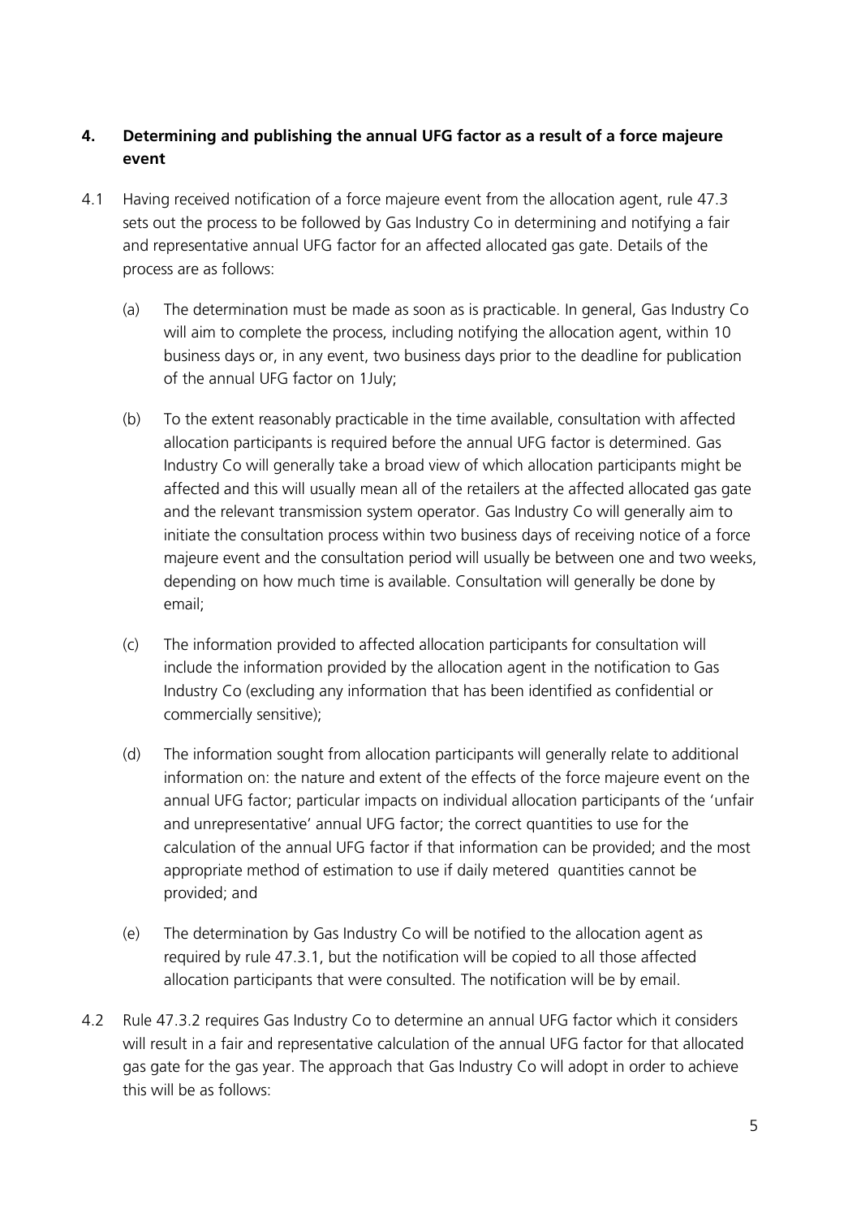## 4. Determining and publishing the annual UFG factor as a result of a force majeure event

4.1 Having received notification of a force majeure event from the allocation agent, rule 47.3 sets out the process to be followed by Gas Industry Co in determining and notifying a fair and representative annual UFG factor for an affected allocated gas gate. Details of the process are as follows:

(a) The determination must be made as soon as is practicable. In general, Gas Industry Co will aim to complete the process, including notifying the allocation agent, within 10 business days or, in any event, two business days prior to the deadline for publication of the annual UFG factor on 1July;

(b) To the extent reasonably practicable in the time available, consultation with affected allocation participants is required before the annual UFG factor is determined. Gas Industry Co will generally take a broad view of which allocation participants might be affected and this will usually mean all of the retailers at the affected allocated gas gate and the relevant transmission system operator. Gas Industry Co will generally aim to initiate the consultation process within two business days of receiving notice of a force majeure event and the consultation period will usually be between one and two weeks, depending on how much time is available. Consultation will generally be done by email;

(c) The information provided to affected allocation participants for consultation will include the information provided by the allocation agent in the notification to Gas Industry Co (excluding any information that has been identified as confidential or commercially sensitive);

(d) The information sought from allocation participants will generally relate to additional information on: the nature and extent of the effects of the force majeure event on the annual UFG factor; particular impacts on individual allocation participants of the 'unfair and unrepresentative' annual UFG factor; the correct quantities to use for the calculation of the annual UFG factor if that information can be provided; and the most appropriate method of estimation to use if daily metered quantities cannot be provided; and

(e) The determination by Gas Industry Co will be notified to the allocation agent as required by rule 47.3.1, but the notification will be copied to all those affected allocation participants that were consulted. The notification will be by email.

4.2 Rule 47.3.2 requires Gas Industry Co to determine an annual UFG factor which it considers will result in a fair and representative calculation of the annual UFG factor for that allocated gas gate for the gas year. The approach that Gas Industry Co will adopt in order to achieve this will be as follows: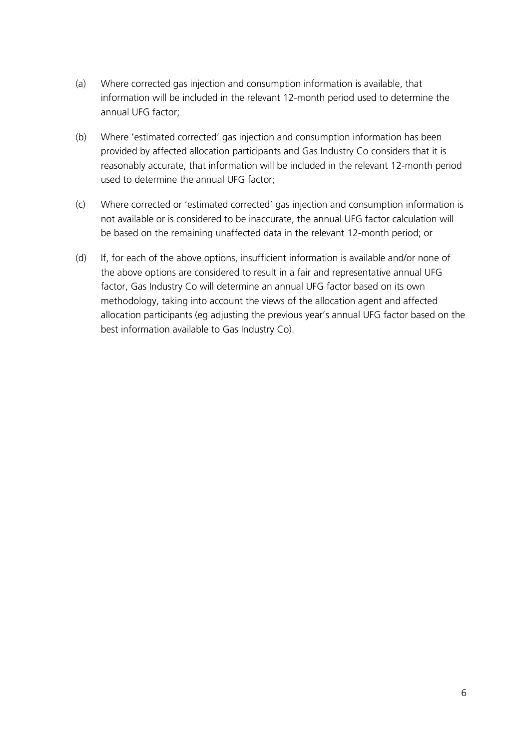(a) Where corrected gas injection and consumption information is available, that information will be included in the relevant 12-month period used to determine the annual UFG factor;

(b) Where 'estimated corrected' gas injection and consumption information has been provided by affected allocation participants and Gas Industry Co considers that it is reasonably accurate, that information will be included in the relevant 12-month period used to determine the annual UFG factor;

(c) Where corrected or 'estimated corrected' gas injection and consumption information is not available or is considered to be inaccurate, the annual UFG factor calculation will be based on the remaining unaffected data in the relevant 12-month period; or

(d) If, for each of the above options, insufficient information is available and/or none of the above options are considered to result in a fair and representative annual UFG factor, Gas Industry Co will determine an annual UFG factor based on its own methodology, taking into account the views of the allocation agent and affected allocation participants (eg adjusting the previous year's annual UFG factor based on the best information available to Gas Industry Co).